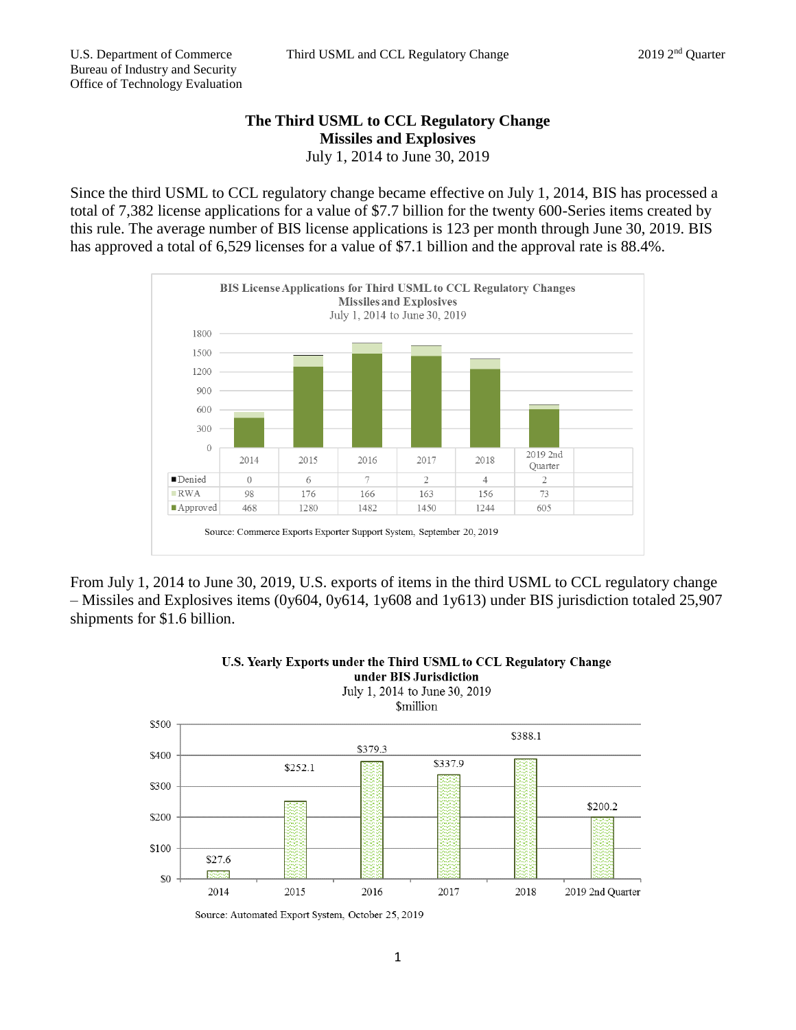# The Third USML to CCL Regulatory Change
## Missiles and Explosives
July 1, 2014 to June 30, 2019

Since the third USML to CCL regulatory change became effective on July 1, 2014, BIS has processed a total of 7,382 license applications for a value of $7.7 billion for the twenty 600-Series items created by this rule. The average number of BIS license applications is 123 per month through June 30, 2019. BIS has approved a total of 6,529 licenses for a value of $7.1 billion and the approval rate is 88.4%.

**BIS License Applications for Third USML to CCL Regulatory Changes**
**Missiles and Explosives**
July 1, 2014 to June 30, 2019

| | 2014 | 2015 | 2016 | 2017 | 2018 | 2019 2nd Quarter |
|---|---|---|---|---|---|---|
| Denied | 0 | 6 | 7 | 2 | 4 | 2 |
| RWA | 98 | 176 | 166 | 163 | 156 | 73 |
| Approved | 468 | 1280 | 1482 | 1450 | 1244 | 605 |

Source: Commerce Exports Exporter Support System, September 20, 2019

From July 1, 2014 to June 30, 2019, U.S. exports of items in the third USML to CCL regulatory change – Missiles and Explosives items (0y604, 0y614, 1y608 and 1y613) under BIS jurisdiction totaled 25,907 shipments for $1.6 billion.

**U.S. Yearly Exports under the Third USML to CCL Regulatory Change under BIS Jurisdiction**
July 1, 2014 to June 30, 2019
$million

| 2014 | 2015 | 2016 | 2017 | 2018 | 2019 2nd Quarter |
|---|---|---|---|---|---|
| $27.6 | $252.1 | $379.3 | $337.9 | $388.1 | $200.2 |

Source: Automated Export System, October 25, 2019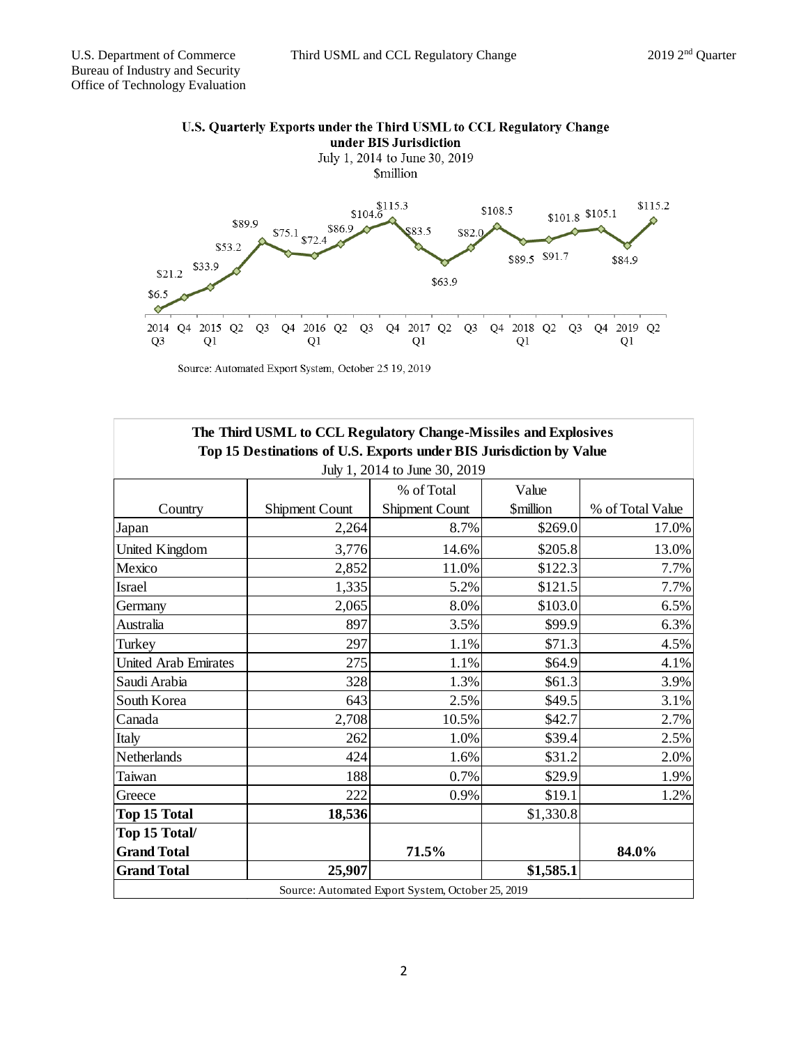**U.S. Quarterly Exports under the Third USML to CCL Regulatory Change under BIS Jurisdiction**

July 1, 2014 to June 30, 2019

$million

| Quarter | Value |
|---|---|
| 2014 Q3 | $6.5 |
| Q4 | $21.2 |
| 2015 Q1 | $33.9 |
| Q2 | $53.2 |
| Q3 | $89.9 |
| Q4 | $75.1 |
| 2016 Q1 | $72.4 |
| Q2 | $86.9 |
| Q3 | $104.6 |
| Q4 | $115.3 |
| 2017 Q1 | $83.5 |
| Q2 | $63.9 |
| Q3 | $82.0 |
| Q4 | $108.5 |
| 2018 Q1 | $89.5 |
| Q2 | $91.7 |
| Q3 | $101.8 |
| Q4 | $105.1 |
| 2019 Q1 | $84.9 |
| Q2 | $115.2 |

Source: Automated Export System, October 25 19, 2019

**The Third USML to CCL Regulatory Change-Missiles and Explosives**
**Top 15 Destinations of U.S. Exports under BIS Jurisdiction by Value**
July 1, 2014 to June 30, 2019

| Country | Shipment Count | % of Total Shipment Count | Value $million | % of Total Value |
|---|---|---|---|---|
| Japan | 2,264 | 8.7% | $269.0 | 17.0% |
| United Kingdom | 3,776 | 14.6% | $205.8 | 13.0% |
| Mexico | 2,852 | 11.0% | $122.3 | 7.7% |
| Israel | 1,335 | 5.2% | $121.5 | 7.7% |
| Germany | 2,065 | 8.0% | $103.0 | 6.5% |
| Australia | 897 | 3.5% | $99.9 | 6.3% |
| Turkey | 297 | 1.1% | $71.3 | 4.5% |
| United Arab Emirates | 275 | 1.1% | $64.9 | 4.1% |
| Saudi Arabia | 328 | 1.3% | $61.3 | 3.9% |
| South Korea | 643 | 2.5% | $49.5 | 3.1% |
| Canada | 2,708 | 10.5% | $42.7 | 2.7% |
| Italy | 262 | 1.0% | $39.4 | 2.5% |
| Netherlands | 424 | 1.6% | $31.2 | 2.0% |
| Taiwan | 188 | 0.7% | $29.9 | 1.9% |
| Greece | 222 | 0.9% | $19.1 | 1.2% |
| **Top 15 Total** | **18,536** | | $1,330.8 | |
| **Top 15 Total/ Grand Total** | | **71.5%** | | **84.0%** |
| **Grand Total** | **25,907** | | **$1,585.1** | |

Source: Automated Export System, October 25, 2019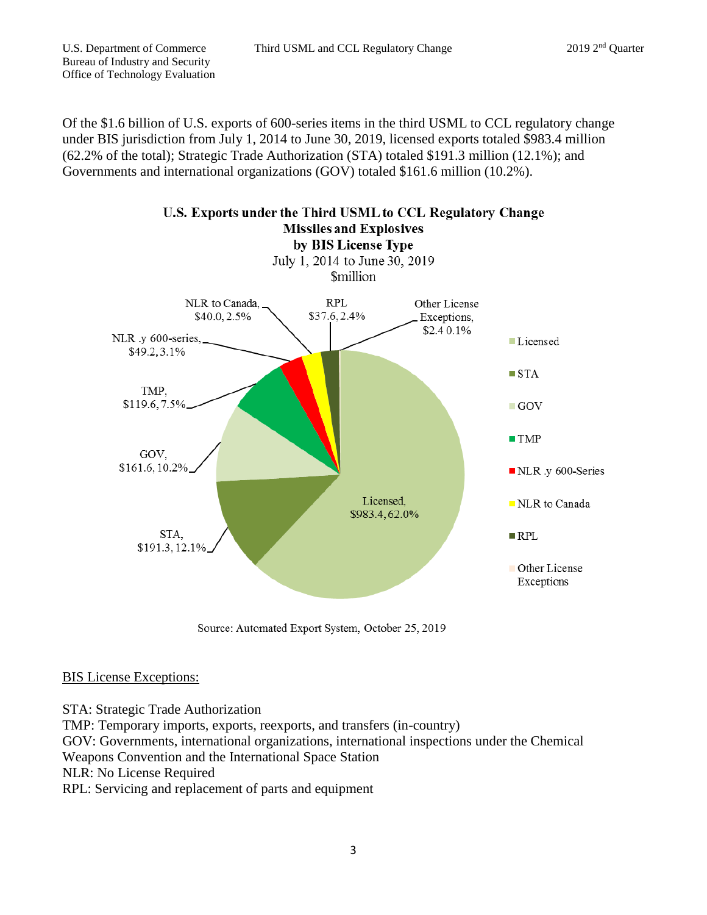Of the $1.6 billion of U.S. exports of 600-series items in the third USML to CCL regulatory change under BIS jurisdiction from July 1, 2014 to June 30, 2019, licensed exports totaled $983.4 million (62.2% of the total); Strategic Trade Authorization (STA) totaled $191.3 million (12.1%); and Governments and international organizations (GOV) totaled $161.6 million (10.2%).

**U.S. Exports under the Third USML to CCL Regulatory Change**
**Missiles and Explosives**
**by BIS License Type**
July 1, 2014 to June 30, 2019
$million

Licensed, $983.4, 62.0%
STA, $191.3, 12.1%
GOV, $161.6, 10.2%
TMP, $119.6, 7.5%
NLR .y 600-series, $49.2, 3.1%
NLR to Canada, $40.0, 2.5%
RPL, $37.6, 2.4%
Other License Exceptions, $2.4 0.1%

Licensed
STA
GOV
TMP
NLR .y 600-Series
NLR to Canada
RPL
Other License Exceptions

Source: Automated Export System, October 25, 2019

BIS License Exceptions:

STA: Strategic Trade Authorization
TMP: Temporary imports, exports, reexports, and transfers (in-country)
GOV: Governments, international organizations, international inspections under the Chemical Weapons Convention and the International Space Station
NLR: No License Required
RPL: Servicing and replacement of parts and equipment